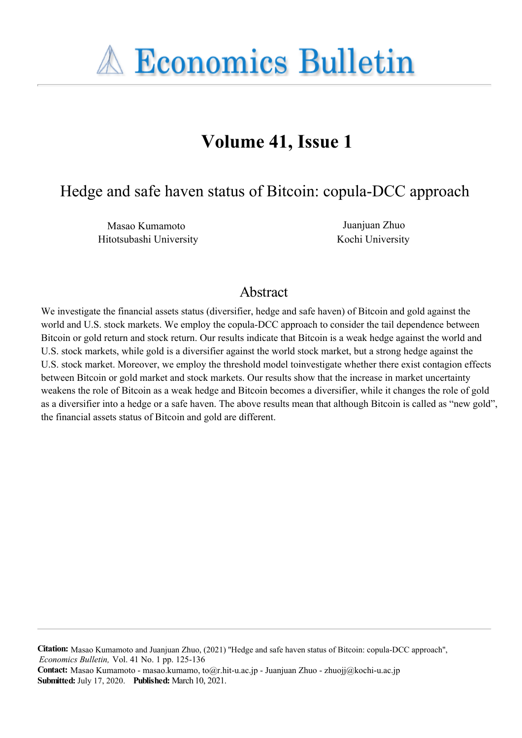# Economics Bulletin

## Volume 41, Issue 1

## Hedge and safe haven status of Bitcoin: copula-DCC approach

Masao Kumamoto
Hitotsubashi University

Juanjuan Zhuo
Kochi University

### Abstract

We investigate the financial assets status (diversifier, hedge and safe haven) of Bitcoin and gold against the world and U.S. stock markets. We employ the copula-DCC approach to consider the tail dependence between Bitcoin or gold return and stock return. Our results indicate that Bitcoin is a weak hedge against the world and U.S. stock markets, while gold is a diversifier against the world stock market, but a strong hedge against the U.S. stock market. Moreover, we employ the threshold model toinvestigate whether there exist contagion effects between Bitcoin or gold market and stock markets. Our results show that the increase in market uncertainty weakens the role of Bitcoin as a weak hedge and Bitcoin becomes a diversifier, while it changes the role of gold as a diversifier into a hedge or a safe haven. The above results mean that although Bitcoin is called as "new gold", the financial assets status of Bitcoin and gold are different.

**Citation:** Masao Kumamoto and Juanjuan Zhuo, (2021) "Hedge and safe haven status of Bitcoin: copula-DCC approach", *Economics Bulletin,* Vol. 41 No. 1 pp. 125-136
**Contact:** Masao Kumamoto - masao.kumamo, to@r.hit-u.ac.jp - Juanjuan Zhuo - zhuojj@kochi-u.ac.jp
**Submitted:** July 17, 2020. **Published:** March 10, 2021.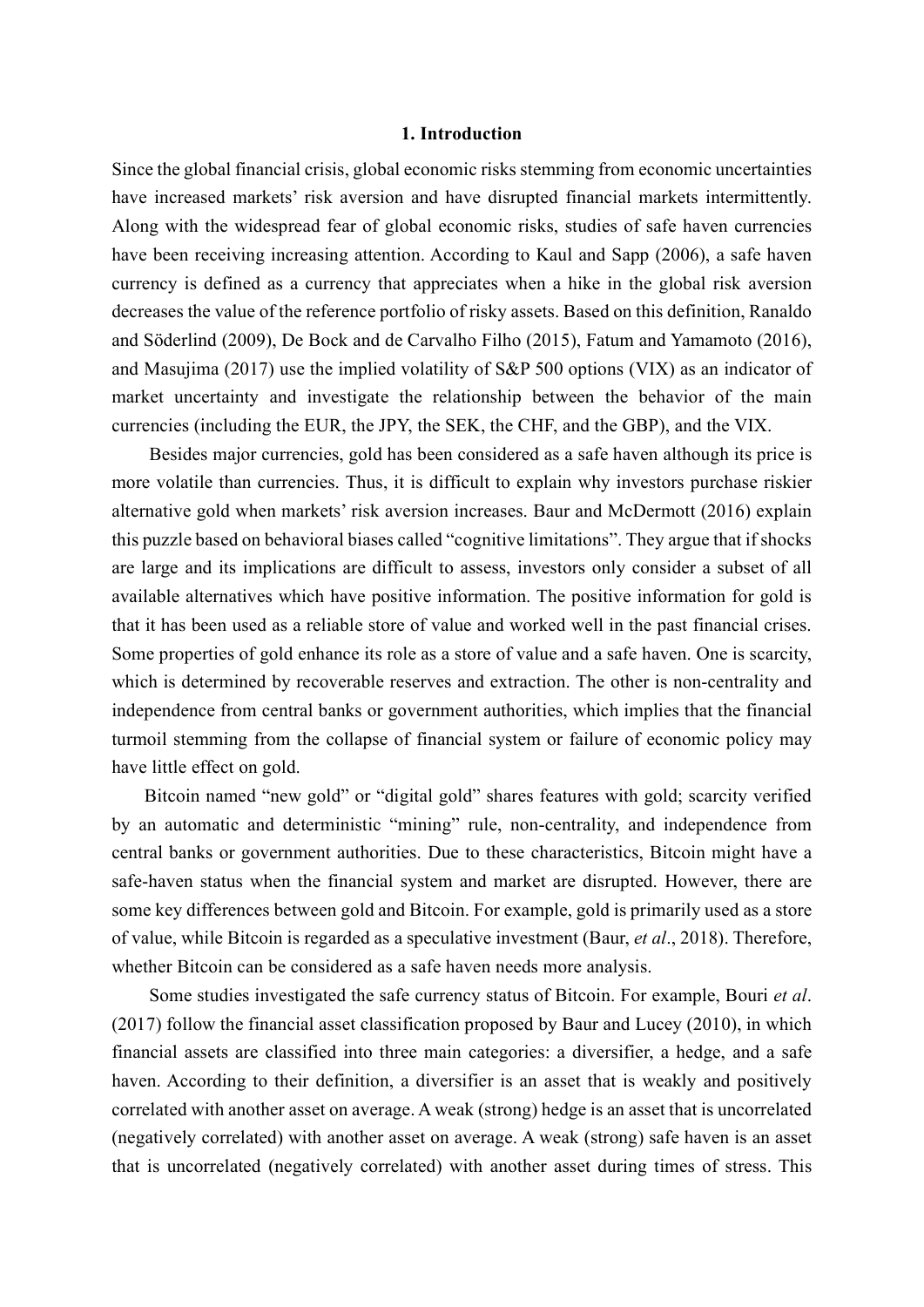## 1. Introduction

Since the global financial crisis, global economic risks stemming from economic uncertainties have increased markets' risk aversion and have disrupted financial markets intermittently. Along with the widespread fear of global economic risks, studies of safe haven currencies have been receiving increasing attention. According to Kaul and Sapp (2006), a safe haven currency is defined as a currency that appreciates when a hike in the global risk aversion decreases the value of the reference portfolio of risky assets. Based on this definition, Ranaldo and Söderlind (2009), De Bock and de Carvalho Filho (2015), Fatum and Yamamoto (2016), and Masujima (2017) use the implied volatility of S&P 500 options (VIX) as an indicator of market uncertainty and investigate the relationship between the behavior of the main currencies (including the EUR, the JPY, the SEK, the CHF, and the GBP), and the VIX.

Besides major currencies, gold has been considered as a safe haven although its price is more volatile than currencies. Thus, it is difficult to explain why investors purchase riskier alternative gold when markets' risk aversion increases. Baur and McDermott (2016) explain this puzzle based on behavioral biases called "cognitive limitations". They argue that if shocks are large and its implications are difficult to assess, investors only consider a subset of all available alternatives which have positive information. The positive information for gold is that it has been used as a reliable store of value and worked well in the past financial crises. Some properties of gold enhance its role as a store of value and a safe haven. One is scarcity, which is determined by recoverable reserves and extraction. The other is non-centrality and independence from central banks or government authorities, which implies that the financial turmoil stemming from the collapse of financial system or failure of economic policy may have little effect on gold.

Bitcoin named "new gold" or "digital gold" shares features with gold; scarcity verified by an automatic and deterministic "mining" rule, non-centrality, and independence from central banks or government authorities. Due to these characteristics, Bitcoin might have a safe-haven status when the financial system and market are disrupted. However, there are some key differences between gold and Bitcoin. For example, gold is primarily used as a store of value, while Bitcoin is regarded as a speculative investment (Baur, *et al*., 2018). Therefore, whether Bitcoin can be considered as a safe haven needs more analysis.

Some studies investigated the safe currency status of Bitcoin. For example, Bouri *et al*. (2017) follow the financial asset classification proposed by Baur and Lucey (2010), in which financial assets are classified into three main categories: a diversifier, a hedge, and a safe haven. According to their definition, a diversifier is an asset that is weakly and positively correlated with another asset on average. A weak (strong) hedge is an asset that is uncorrelated (negatively correlated) with another asset on average. A weak (strong) safe haven is an asset that is uncorrelated (negatively correlated) with another asset during times of stress. This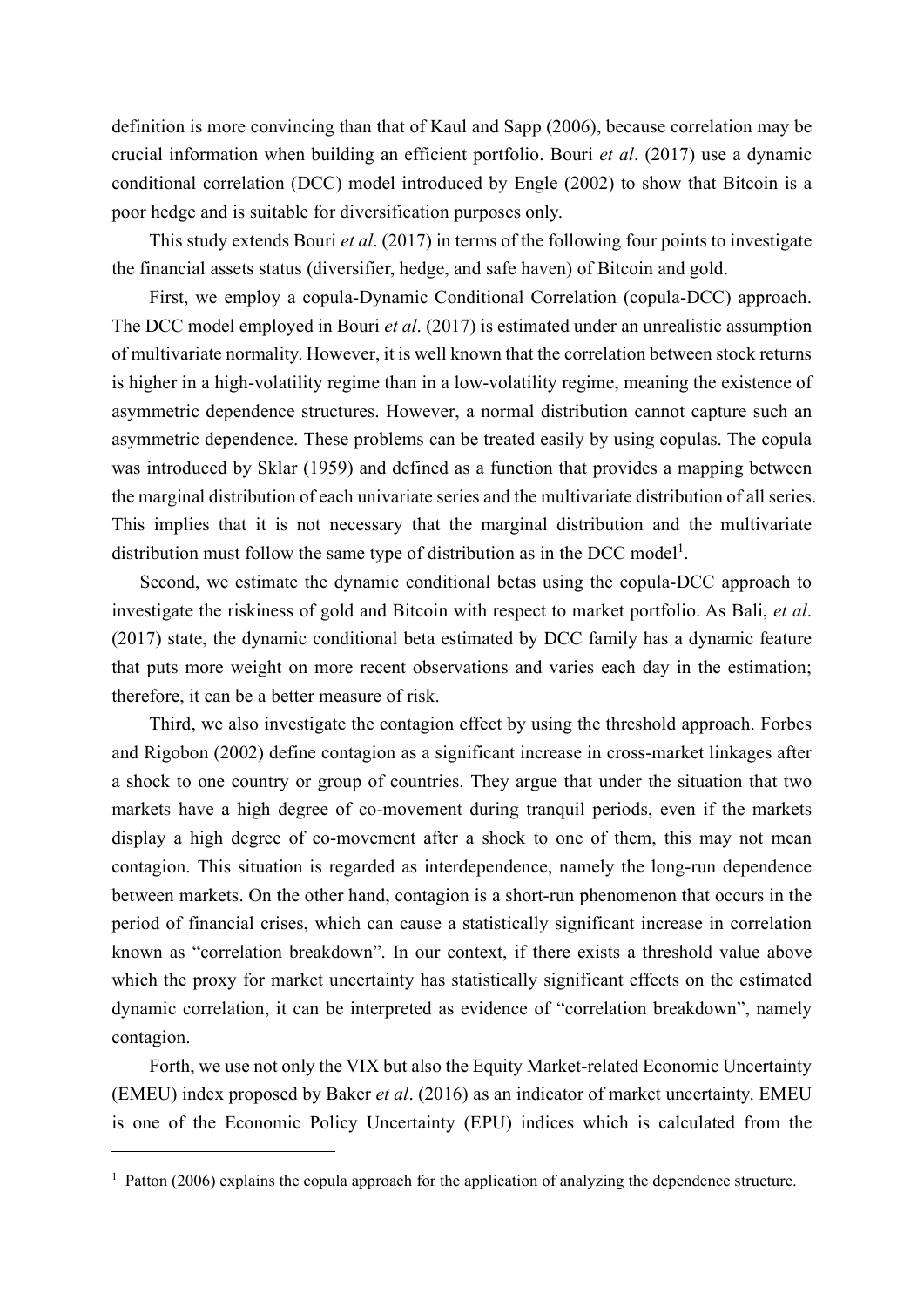definition is more convincing than that of Kaul and Sapp (2006), because correlation may be crucial information when building an efficient portfolio. Bouri *et al*. (2017) use a dynamic conditional correlation (DCC) model introduced by Engle (2002) to show that Bitcoin is a poor hedge and is suitable for diversification purposes only.

This study extends Bouri *et al*. (2017) in terms of the following four points to investigate the financial assets status (diversifier, hedge, and safe haven) of Bitcoin and gold.

First, we employ a copula-Dynamic Conditional Correlation (copula-DCC) approach. The DCC model employed in Bouri *et al*. (2017) is estimated under an unrealistic assumption of multivariate normality. However, it is well known that the correlation between stock returns is higher in a high-volatility regime than in a low-volatility regime, meaning the existence of asymmetric dependence structures. However, a normal distribution cannot capture such an asymmetric dependence. These problems can be treated easily by using copulas. The copula was introduced by Sklar (1959) and defined as a function that provides a mapping between the marginal distribution of each univariate series and the multivariate distribution of all series. This implies that it is not necessary that the marginal distribution and the multivariate distribution must follow the same type of distribution as in the DCC model[1].

Second, we estimate the dynamic conditional betas using the copula-DCC approach to investigate the riskiness of gold and Bitcoin with respect to market portfolio. As Bali, *et al*. (2017) state, the dynamic conditional beta estimated by DCC family has a dynamic feature that puts more weight on more recent observations and varies each day in the estimation; therefore, it can be a better measure of risk.

Third, we also investigate the contagion effect by using the threshold approach. Forbes and Rigobon (2002) define contagion as a significant increase in cross-market linkages after a shock to one country or group of countries. They argue that under the situation that two markets have a high degree of co-movement during tranquil periods, even if the markets display a high degree of co-movement after a shock to one of them, this may not mean contagion. This situation is regarded as interdependence, namely the long-run dependence between markets. On the other hand, contagion is a short-run phenomenon that occurs in the period of financial crises, which can cause a statistically significant increase in correlation known as "correlation breakdown". In our context, if there exists a threshold value above which the proxy for market uncertainty has statistically significant effects on the estimated dynamic correlation, it can be interpreted as evidence of "correlation breakdown", namely contagion.

Forth, we use not only the VIX but also the Equity Market-related Economic Uncertainty (EMEU) index proposed by Baker *et al*. (2016) as an indicator of market uncertainty. EMEU is one of the Economic Policy Uncertainty (EPU) indices which is calculated from the

---

[1] Patton (2006) explains the copula approach for the application of analyzing the dependence structure.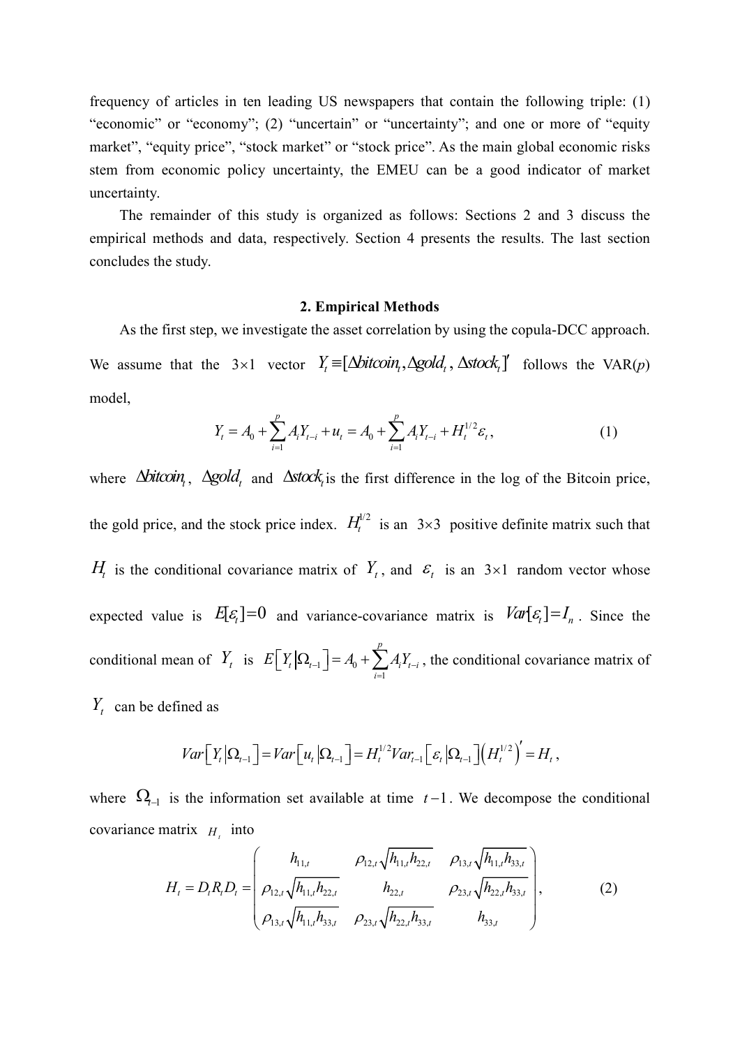frequency of articles in ten leading US newspapers that contain the following triple: (1) “economic” or “economy”; (2) “uncertain” or “uncertainty”; and one or more of “equity market”, “equity price”, “stock market” or “stock price”. As the main global economic risks stem from economic policy uncertainty, the EMEU can be a good indicator of market uncertainty.

The remainder of this study is organized as follows: Sections 2 and 3 discuss the empirical methods and data, respectively. Section 4 presents the results. The last section concludes the study.

## 2. Empirical Methods

As the first step, we investigate the asset correlation by using the copula-DCC approach. We assume that the $3\times 1$ vector $Y_t \equiv [\Delta bitcoin_t, \Delta gold_t, \Delta stock_t]'$ follows the VAR($p$) model,

$$Y_t = A_0 + \sum_{i=1}^{p} A_i Y_{t-i} + u_t = A_0 + \sum_{i=1}^{p} A_i Y_{t-i} + H_t^{1/2} \varepsilon_t, \tag{1}$$

where $\Delta bitcoin_t$, $\Delta gold_t$ and $\Delta stock_t$ is the first difference in the log of the Bitcoin price, the gold price, and the stock price index. $H_t^{1/2}$ is an $3\times 3$ positive definite matrix such that $H_t$ is the conditional covariance matrix of $Y_t$, and $\varepsilon_t$ is an $3\times 1$ random vector whose expected value is $E[\varepsilon_t]=0$ and variance-covariance matrix is $Var[\varepsilon_t]=I_n$. Since the conditional mean of $Y_t$ is $E\left[Y_t \middle| \Omega_{t-1}\right] = A_0 + \sum_{i=1}^{p} A_i Y_{t-i}$, the conditional covariance matrix of $Y_t$ can be defined as

$$Var\left[Y_t \middle| \Omega_{t-1}\right] = Var\left[u_t \middle| \Omega_{t-1}\right] = H_t^{1/2} Var_{t-1}\left[\varepsilon_t \middle| \Omega_{t-1}\right]\left(H_t^{1/2}\right)' = H_t,$$

where $\Omega_{t-1}$ is the information set available at time $t-1$. We decompose the conditional covariance matrix $H_t$ into

$$H_t = D_t R_t D_t = \begin{pmatrix} h_{11,t} & \rho_{12,t}\sqrt{h_{11,t}h_{22,t}} & \rho_{13,t}\sqrt{h_{11,t}h_{33,t}} \\ \rho_{12,t}\sqrt{h_{11,t}h_{22,t}} & h_{22,t} & \rho_{23,t}\sqrt{h_{22,t}h_{33,t}} \\ \rho_{13,t}\sqrt{h_{11,t}h_{33,t}} & \rho_{23,t}\sqrt{h_{22,t}h_{33,t}} & h_{33,t} \end{pmatrix}, \tag{2}$$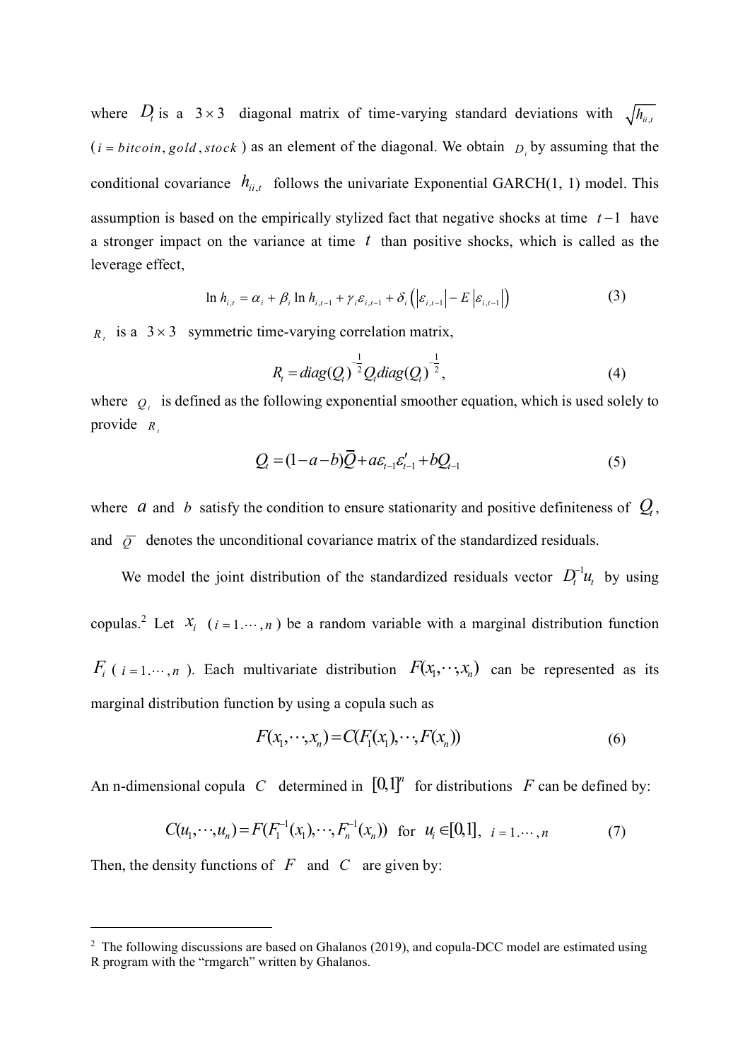where $D_t$ is a $3 \times 3$ diagonal matrix of time-varying standard deviations with $\sqrt{h_{ii,t}}$ ($i = bitcoin, gold, stock$) as an element of the diagonal. We obtain $D_t$ by assuming that the conditional covariance $h_{ii,t}$ follows the univariate Exponential GARCH(1, 1) model. This assumption is based on the empirically stylized fact that negative shocks at time $t-1$ have a stronger impact on the variance at time $t$ than positive shocks, which is called as the leverage effect,

$$\ln h_{i,t} = \alpha_i + \beta_i \ln h_{i,t-1} + \gamma_i \varepsilon_{i,t-1} + \delta_i \left( \left| \varepsilon_{i,t-1} \right| - E \left| \varepsilon_{i,t-1} \right| \right) \tag{3}$$

$R_t$ is a $3 \times 3$ symmetric time-varying correlation matrix,

$$R_t = diag(Q_t)^{-\frac{1}{2}} Q_t diag(Q_t)^{-\frac{1}{2}}, \tag{4}$$

where $Q_t$ is defined as the following exponential smoother equation, which is used solely to provide $R_t$

$$Q_t = (1-a-b)\bar{Q} + a\varepsilon_{t-1}\varepsilon'_{t-1} + bQ_{t-1} \tag{5}$$

where $a$ and $b$ satisfy the condition to ensure stationarity and positive definiteness of $Q_t$, and $\bar{Q}$ denotes the unconditional covariance matrix of the standardized residuals.

We model the joint distribution of the standardized residuals vector $D_t^{-1}u_t$ by using copulas.[2] Let $x_i$ ($i = 1.\cdots, n$) be a random variable with a marginal distribution function $F_i$ ($i = 1.\cdots, n$). Each multivariate distribution $F(x_1, \cdots, x_n)$ can be represented as its marginal distribution function by using a copula such as

$$F(x_1, \cdots, x_n) = C(F_1(x_1), \cdots, F(x_n)) \tag{6}$$

An n-dimensional copula $C$ determined in $[0,1]^n$ for distributions $F$ can be defined by:

$$C(u_1, \cdots, u_n) = F(F_1^{-1}(x_1), \cdots, F_n^{-1}(x_n)) \text{ for } u_i \in [0,1], \; i = 1.\cdots, n \tag{7}$$

Then, the density functions of $F$ and $C$ are given by:

[2] The following discussions are based on Ghalanos (2019), and copula-DCC model are estimated using R program with the "rmgarch" written by Ghalanos.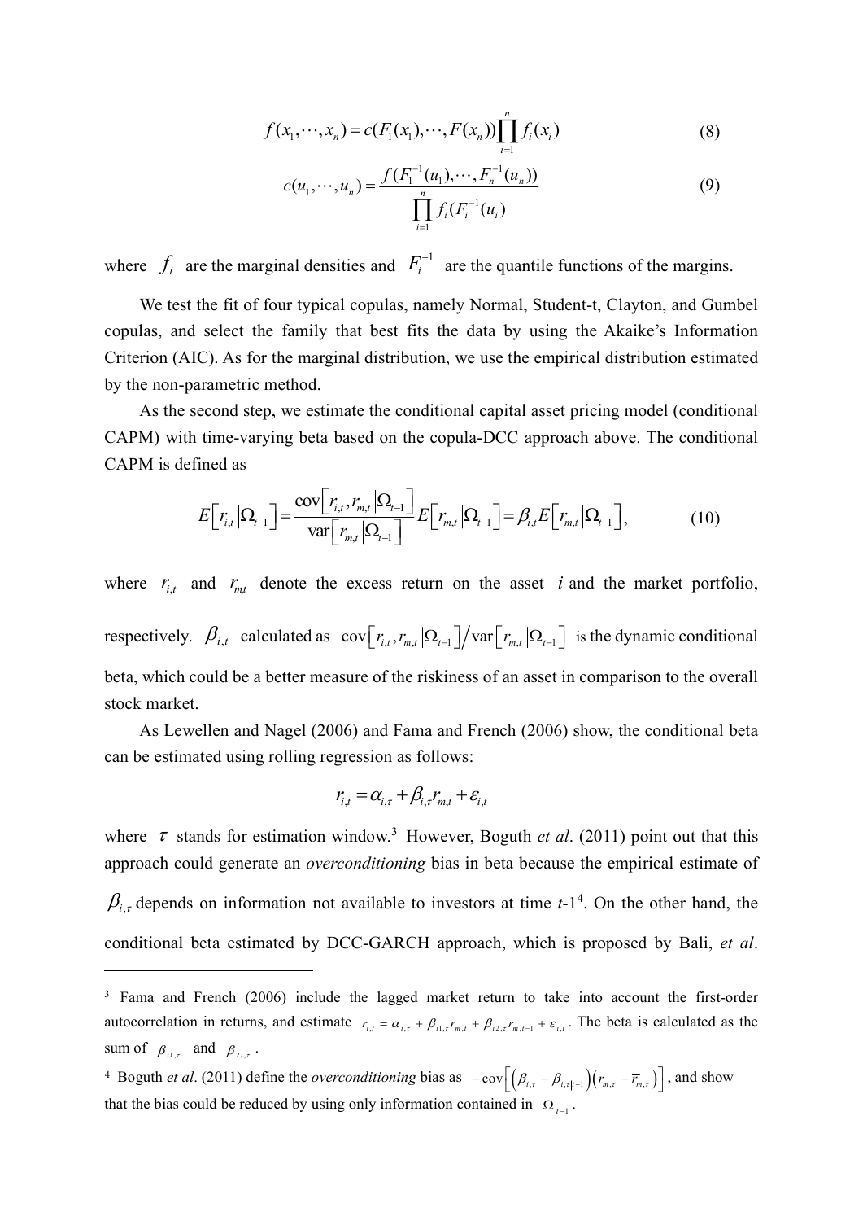$$f(x_1, \cdots, x_n) = c(F_1(x_1), \cdots, F(x_n)) \prod_{i=1}^{n} f_i(x_i) \tag{8}$$

$$c(u_1, \cdots, u_n) = \frac{f(F_1^{-1}(u_1), \cdots, F_n^{-1}(u_n))}{\prod_{i=1}^{n} f_i(F_i^{-1}(u_i))} \tag{9}$$

where $f_i$ are the marginal densities and $F_i^{-1}$ are the quantile functions of the margins.

We test the fit of four typical copulas, namely Normal, Student-t, Clayton, and Gumbel copulas, and select the family that best fits the data by using the Akaike's Information Criterion (AIC). As for the marginal distribution, we use the empirical distribution estimated by the non-parametric method.

As the second step, we estimate the conditional capital asset pricing model (conditional CAPM) with time-varying beta based on the copula-DCC approach above. The conditional CAPM is defined as

$$E\left[r_{i,t} \middle| \Omega_{t-1}\right] = \frac{\text{cov}\left[r_{i,t}, r_{m,t} \middle| \Omega_{t-1}\right]}{\text{var}\left[r_{m,t} \middle| \Omega_{t-1}\right]} E\left[r_{m,t} \middle| \Omega_{t-1}\right] = \beta_{i,t} E\left[r_{m,t} \middle| \Omega_{t-1}\right], \tag{10}$$

where $r_{i,t}$ and $r_{m,t}$ denote the excess return on the asset $i$ and the market portfolio, respectively. $\beta_{i,t}$ calculated as $\text{cov}\left[r_{i,t}, r_{m,t} \middle| \Omega_{t-1}\right] / \text{var}\left[r_{m,t} \middle| \Omega_{t-1}\right]$ is the dynamic conditional beta, which could be a better measure of the riskiness of an asset in comparison to the overall stock market.

As Lewellen and Nagel (2006) and Fama and French (2006) show, the conditional beta can be estimated using rolling regression as follows:

$$r_{i,t} = \alpha_{i,\tau} + \beta_{i,\tau} r_{m,t} + \varepsilon_{i,t}$$

where $\tau$ stands for estimation window.[3] However, Boguth *et al*. (2011) point out that this approach could generate an *overconditioning* bias in beta because the empirical estimate of $\beta_{i,\tau}$ depends on information not available to investors at time *t*-1[4]. On the other hand, the conditional beta estimated by DCC-GARCH approach, which is proposed by Bali, *et al*.

---

[3] Fama and French (2006) include the lagged market return to take into account the first-order autocorrelation in returns, and estimate $r_{i,t} = \alpha_{i,\tau} + \beta_{i1,\tau} r_{m,t} + \beta_{i2,\tau} r_{m,t-1} + \varepsilon_{i,t}$. The beta is calculated as the sum of $\beta_{i1,\tau}$ and $\beta_{2i,\tau}$.

[4] Boguth *et al*. (2011) define the *overconditioning* bias as $-\text{cov}\left[\left(\beta_{i,\tau} - \beta_{i,\tau|t-1}\right)\left(r_{m,\tau} - \overline{r}_{m,\tau}\right)\right]$, and show that the bias could be reduced by using only information contained in $\Omega_{t-1}$.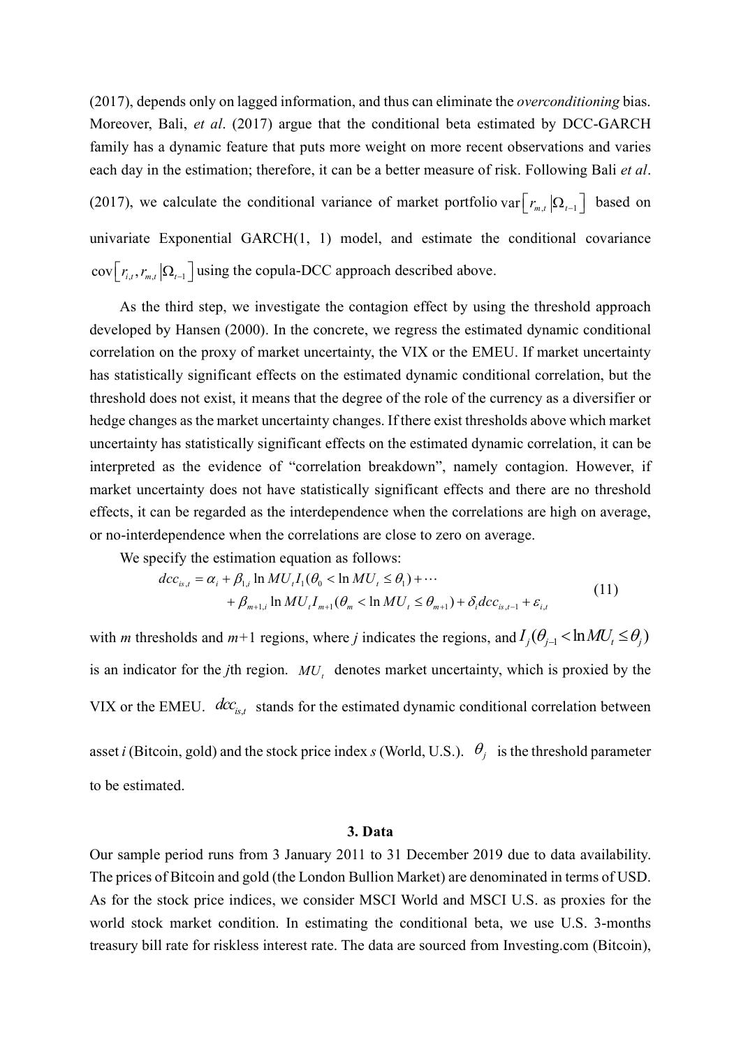(2017), depends only on lagged information, and thus can eliminate the *overconditioning* bias. Moreover, Bali, *et al*. (2017) argue that the conditional beta estimated by DCC-GARCH family has a dynamic feature that puts more weight on more recent observations and varies each day in the estimation; therefore, it can be a better measure of risk. Following Bali *et al*. (2017), we calculate the conditional variance of market portfolio $\text{var}\left[r_{m,t}\left|\Omega_{t-1}\right.\right]$ based on univariate Exponential GARCH(1, 1) model, and estimate the conditional covariance $\text{cov}\left[r_{i,t}, r_{m,t}\left|\Omega_{t-1}\right.\right]$ using the copula-DCC approach described above.

As the third step, we investigate the contagion effect by using the threshold approach developed by Hansen (2000). In the concrete, we regress the estimated dynamic conditional correlation on the proxy of market uncertainty, the VIX or the EMEU. If market uncertainty has statistically significant effects on the estimated dynamic conditional correlation, but the threshold does not exist, it means that the degree of the role of the currency as a diversifier or hedge changes as the market uncertainty changes. If there exist thresholds above which market uncertainty has statistically significant effects on the estimated dynamic correlation, it can be interpreted as the evidence of "correlation breakdown", namely contagion. However, if market uncertainty does not have statistically significant effects and there are no threshold effects, it can be regarded as the interdependence when the correlations are high on average, or no-interdependence when the correlations are close to zero on average.

We specify the estimation equation as follows:

$$
\begin{aligned}
dcc_{is,t} = \alpha_i + \beta_{1,i} \ln MU_t I_1(\theta_0 < \ln MU_t \le \theta_1) + \cdots \\
+ \beta_{m+1,i} \ln MU_t I_{m+1}(\theta_m < \ln MU_t \le \theta_{m+1}) + \delta_i dcc_{is,t-1} + \varepsilon_{i,t}
\end{aligned}
\tag{11}
$$

with *m* thresholds and *m*+1 regions, where *j* indicates the regions, and $I_j(\theta_{j-1} < \ln MU_t \le \theta_j)$ is an indicator for the *j*th region. $MU_t$ denotes market uncertainty, which is proxied by the VIX or the EMEU. $dcc_{is,t}$ stands for the estimated dynamic conditional correlation between asset *i* (Bitcoin, gold) and the stock price index *s* (World, U.S.). $\theta_j$ is the threshold parameter to be estimated.

## 3. Data

Our sample period runs from 3 January 2011 to 31 December 2019 due to data availability. The prices of Bitcoin and gold (the London Bullion Market) are denominated in terms of USD. As for the stock price indices, we consider MSCI World and MSCI U.S. as proxies for the world stock market condition. In estimating the conditional beta, we use U.S. 3-months treasury bill rate for riskless interest rate. The data are sourced from Investing.com (Bitcoin),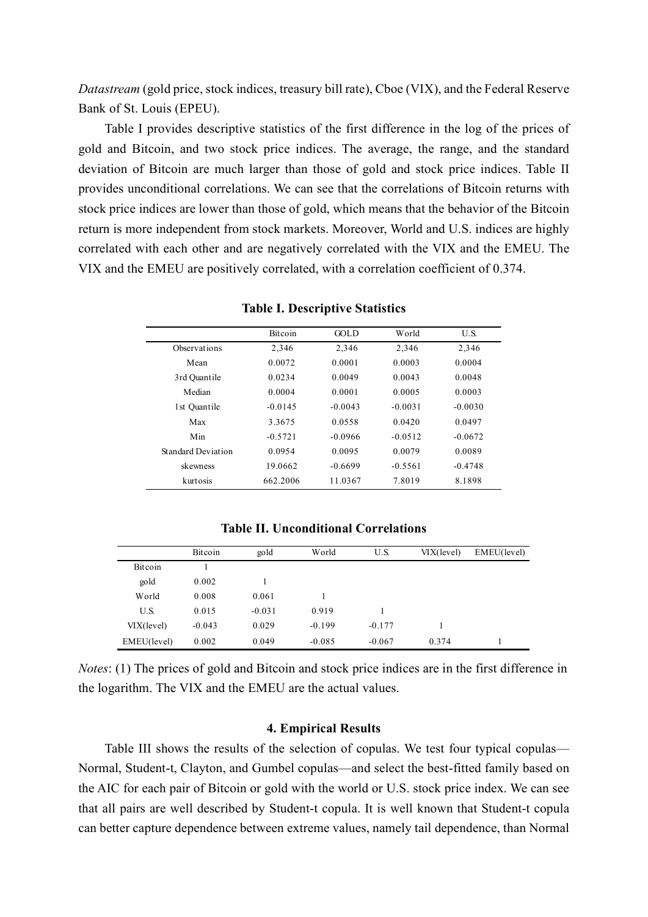*Datastream* (gold price, stock indices, treasury bill rate), Cboe (VIX), and the Federal Reserve Bank of St. Louis (EPEU).

Table I provides descriptive statistics of the first difference in the log of the prices of gold and Bitcoin, and two stock price indices. The average, the range, and the standard deviation of Bitcoin are much larger than those of gold and stock price indices. Table II provides unconditional correlations. We can see that the correlations of Bitcoin returns with stock price indices are lower than those of gold, which means that the behavior of the Bitcoin return is more independent from stock markets. Moreover, World and U.S. indices are highly correlated with each other and are negatively correlated with the VIX and the EMEU. The VIX and the EMEU are positively correlated, with a correlation coefficient of 0.374.

**Table I. Descriptive Statistics**

| | Bitcoin | GOLD | World | U.S. |
|---|---|---|---|---|
| Observations | 2,346 | 2,346 | 2,346 | 2,346 |
| Mean | 0.0072 | 0.0001 | 0.0003 | 0.0004 |
| 3rd Quantile | 0.0234 | 0.0049 | 0.0043 | 0.0048 |
| Median | 0.0004 | 0.0001 | 0.0005 | 0.0003 |
| 1st Quantile | -0.0145 | -0.0043 | -0.0031 | -0.0030 |
| Max | 3.3675 | 0.0558 | 0.0420 | 0.0497 |
| Min | -0.5721 | -0.0966 | -0.0512 | -0.0672 |
| Standard Deviation | 0.0954 | 0.0095 | 0.0079 | 0.0089 |
| skewness | 19.0662 | -0.6699 | -0.5561 | -0.4748 |
| kurtosis | 662.2006 | 11.0367 | 7.8019 | 8.1898 |

**Table II. Unconditional Correlations**

| | Bitcoin | gold | World | U.S. | VIX(level) | EMEU(level) |
|---|---|---|---|---|---|---|
| Bitcoin | 1 | | | | | |
| gold | 0.002 | 1 | | | | |
| World | 0.008 | 0.061 | 1 | | | |
| U.S. | 0.015 | -0.031 | 0.919 | 1 | | |
| VIX(level) | -0.043 | 0.029 | -0.199 | -0.177 | 1 | |
| EMEU(level) | 0.002 | 0.049 | -0.085 | -0.067 | 0.374 | 1 |

*Notes*: (1) The prices of gold and Bitcoin and stock price indices are in the first difference in the logarithm. The VIX and the EMEU are the actual values.

## 4. Empirical Results

Table III shows the results of the selection of copulas. We test four typical copulas—Normal, Student-t, Clayton, and Gumbel copulas—and select the best-fitted family based on the AIC for each pair of Bitcoin or gold with the world or U.S. stock price index. We can see that all pairs are well described by Student-t copula. It is well known that Student-t copula can better capture dependence between extreme values, namely tail dependence, than Normal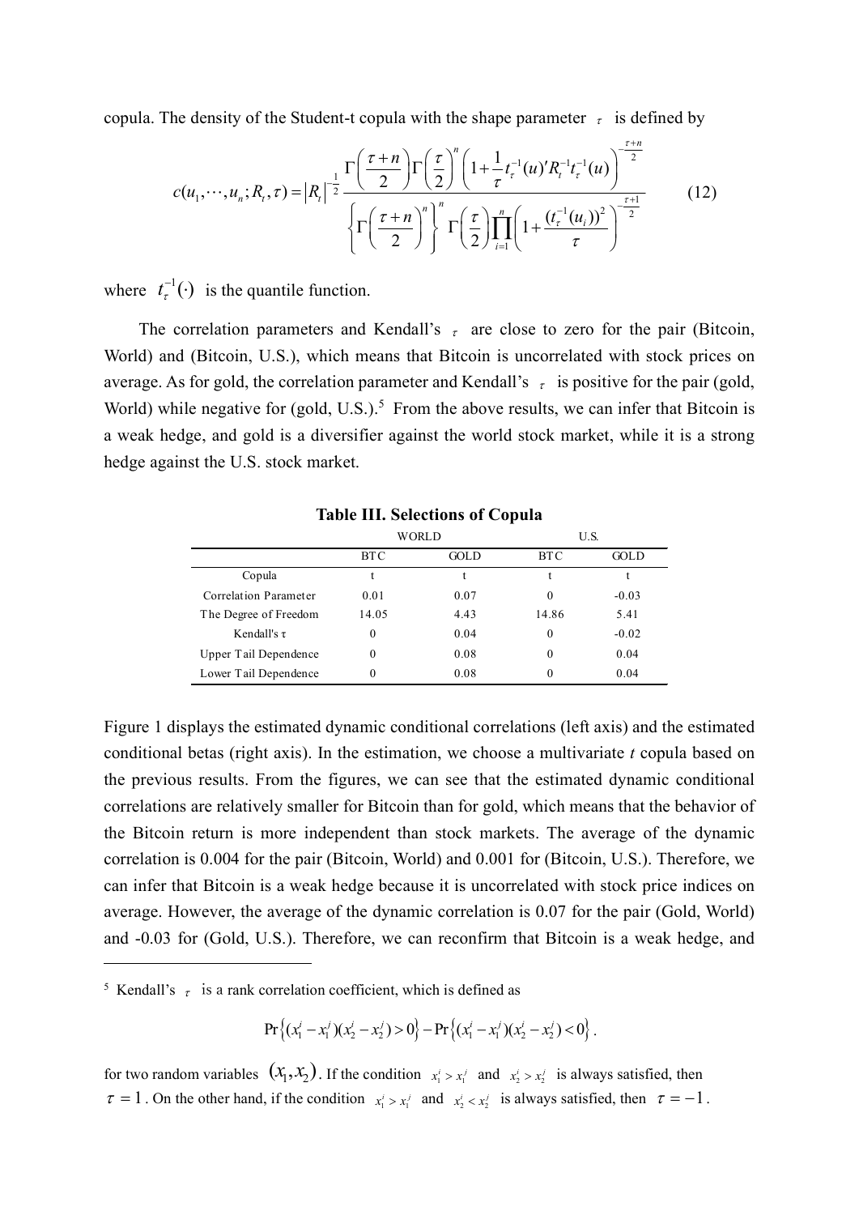copula. The density of the Student-t copula with the shape parameter $\tau$ is defined by

$$c(u_1,\cdots,u_n;R_t,\tau)=|R_t|^{-\frac{1}{2}}\frac{\Gamma\left(\frac{\tau+n}{2}\right)\Gamma\left(\frac{\tau}{2}\right)^n\left(1+\frac{1}{\tau}t_\tau^{-1}(u)'R_t^{-1}t_\tau^{-1}(u)\right)^{-\frac{\tau+n}{2}}}{\left\{\Gamma\left(\frac{\tau+n}{2}\right)^n\right\}^n\Gamma\left(\frac{\tau}{2}\right)\prod_{i=1}^{n}\left(1+\frac{(t_\tau^{-1}(u_i))^2}{\tau}\right)^{-\frac{\tau+1}{2}}} \tag{12}$$

where $t_\tau^{-1}(\cdot)$ is the quantile function.

The correlation parameters and Kendall's $\tau$ are close to zero for the pair (Bitcoin, World) and (Bitcoin, U.S.), which means that Bitcoin is uncorrelated with stock prices on average. As for gold, the correlation parameter and Kendall's $\tau$ is positive for the pair (gold, World) while negative for (gold, U.S.).[5] From the above results, we can infer that Bitcoin is a weak hedge, and gold is a diversifier against the world stock market, while it is a strong hedge against the U.S. stock market.

**Table III. Selections of Copula**

| | WORLD | | U.S. | |
|---|---|---|---|---|
| | BTC | GOLD | BTC | GOLD |
| Copula | t | t | t | t |
| Correlation Parameter | 0.01 | 0.07 | 0 | -0.03 |
| The Degree of Freedom | 14.05 | 4.43 | 14.86 | 5.41 |
| Kendall's τ | 0 | 0.04 | 0 | -0.02 |
| Upper Tail Dependence | 0 | 0.08 | 0 | 0.04 |
| Lower Tail Dependence | 0 | 0.08 | 0 | 0.04 |

Figure 1 displays the estimated dynamic conditional correlations (left axis) and the estimated conditional betas (right axis). In the estimation, we choose a multivariate *t* copula based on the previous results. From the figures, we can see that the estimated dynamic conditional correlations are relatively smaller for Bitcoin than for gold, which means that the behavior of the Bitcoin return is more independent than stock markets. The average of the dynamic correlation is 0.004 for the pair (Bitcoin, World) and 0.001 for (Bitcoin, U.S.). Therefore, we can infer that Bitcoin is a weak hedge because it is uncorrelated with stock price indices on average. However, the average of the dynamic correlation is 0.07 for the pair (Gold, World) and -0.03 for (Gold, U.S.). Therefore, we can reconfirm that Bitcoin is a weak hedge, and

[5] Kendall's $\tau$ is a rank correlation coefficient, which is defined as

$$\Pr\left\{(x_1^i-x_1^j)(x_2^i-x_2^j)>0\right\}-\Pr\left\{(x_1^i-x_1^j)(x_2^i-x_2^j)<0\right\}.$$

for two random variables $(x_1,x_2)$. If the condition $x_1^i>x_1^j$ and $x_2^i>x_2^j$ is always satisfied, then $\tau=1$. On the other hand, if the condition $x_1^i>x_1^j$ and $x_2^i<x_2^j$ is always satisfied, then $\tau=-1$.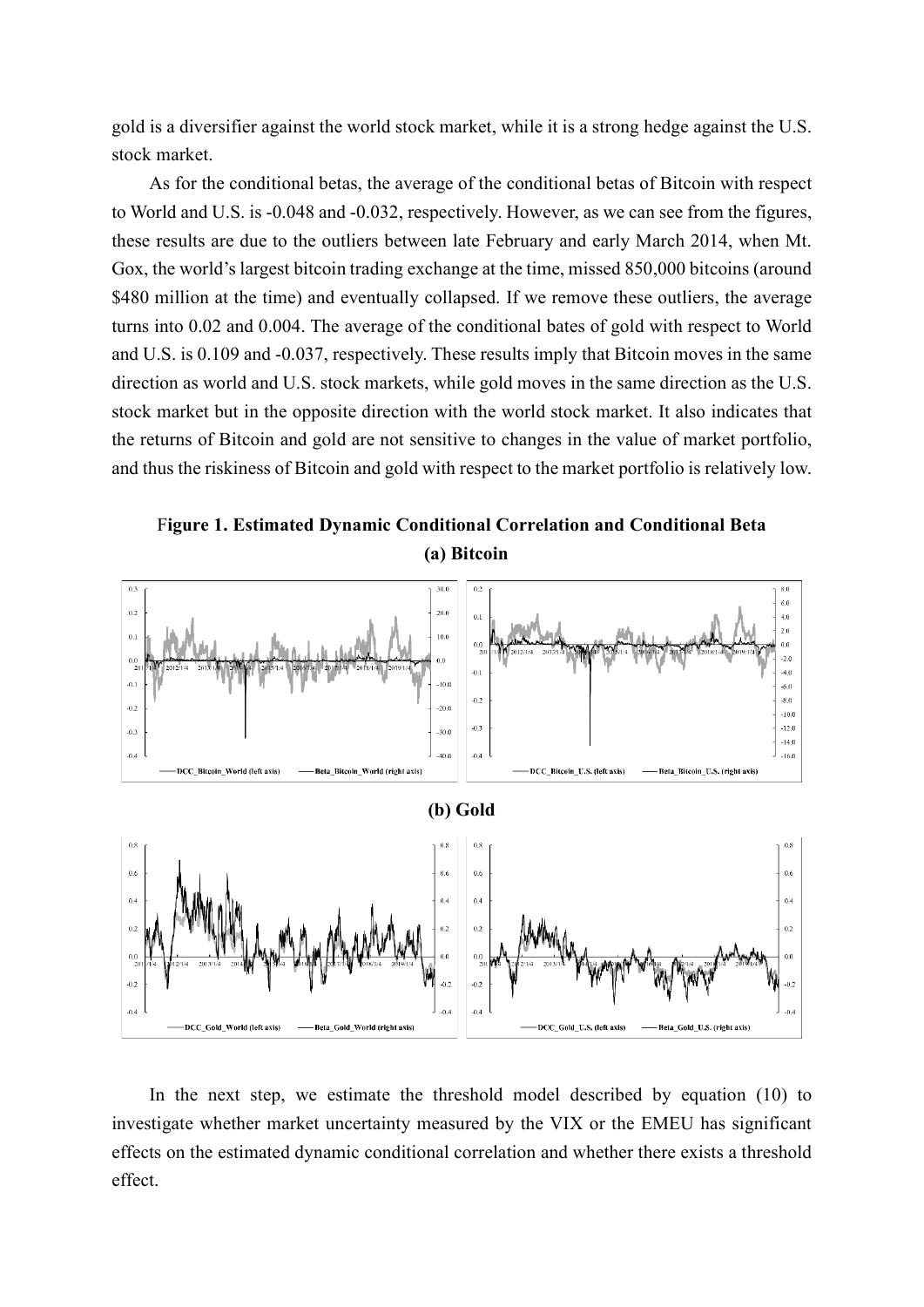gold is a diversifier against the world stock market, while it is a strong hedge against the U.S. stock market.

As for the conditional betas, the average of the conditional betas of Bitcoin with respect to World and U.S. is -0.048 and -0.032, respectively. However, as we can see from the figures, these results are due to the outliers between late February and early March 2014, when Mt. Gox, the world's largest bitcoin trading exchange at the time, missed 850,000 bitcoins (around \$480 million at the time) and eventually collapsed. If we remove these outliers, the average turns into 0.02 and 0.004. The average of the conditional bates of gold with respect to World and U.S. is 0.109 and -0.037, respectively. These results imply that Bitcoin moves in the same direction as world and U.S. stock markets, while gold moves in the same direction as the U.S. stock market but in the opposite direction with the world stock market. It also indicates that the returns of Bitcoin and gold are not sensitive to changes in the value of market portfolio, and thus the riskiness of Bitcoin and gold with respect to the market portfolio is relatively low.

**Figure 1. Estimated Dynamic Conditional Correlation and Conditional Beta**

**(a) Bitcoin**

**(b) Gold**

In the next step, we estimate the threshold model described by equation (10) to investigate whether market uncertainty measured by the VIX or the EMEU has significant effects on the estimated dynamic conditional correlation and whether there exists a threshold effect.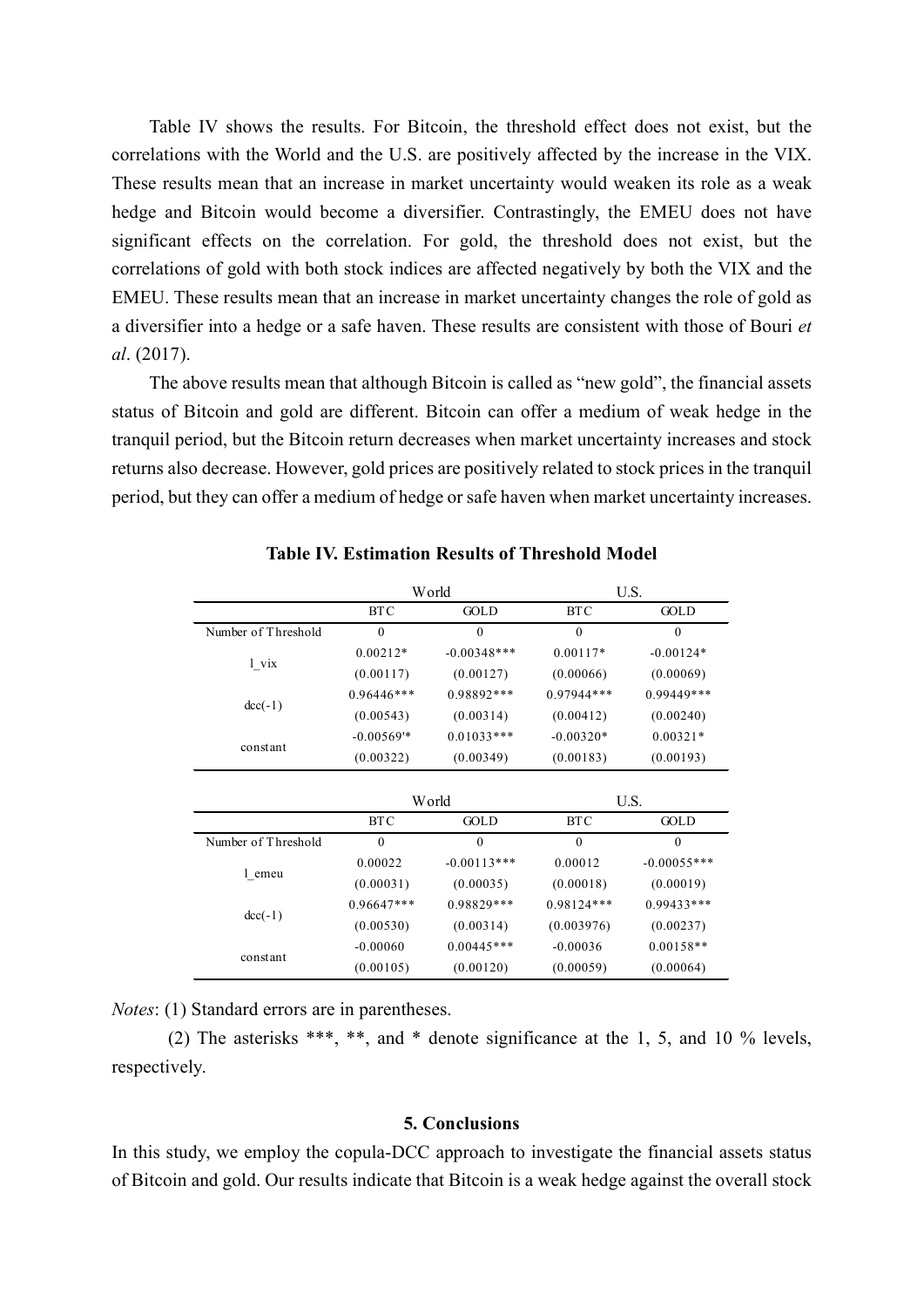Table IV shows the results. For Bitcoin, the threshold effect does not exist, but the correlations with the World and the U.S. are positively affected by the increase in the VIX. These results mean that an increase in market uncertainty would weaken its role as a weak hedge and Bitcoin would become a diversifier. Contrastingly, the EMEU does not have significant effects on the correlation. For gold, the threshold does not exist, but the correlations of gold with both stock indices are affected negatively by both the VIX and the EMEU. These results mean that an increase in market uncertainty changes the role of gold as a diversifier into a hedge or a safe haven. These results are consistent with those of Bouri *et al*. (2017).

The above results mean that although Bitcoin is called as "new gold", the financial assets status of Bitcoin and gold are different. Bitcoin can offer a medium of weak hedge in the tranquil period, but the Bitcoin return decreases when market uncertainty increases and stock returns also decrease. However, gold prices are positively related to stock prices in the tranquil period, but they can offer a medium of hedge or safe haven when market uncertainty increases.

**Table IV. Estimation Results of Threshold Model**

| | World | | U.S. | |
|---|---|---|---|---|
| | BTC | GOLD | BTC | GOLD |
| Number of Threshold | 0 | 0 | 0 | 0 |
| l_vix | 0.00212* | -0.00348*** | 0.00117* | -0.00124* |
| | (0.00117) | (0.00127) | (0.00066) | (0.00069) |
| dcc(-1) | 0.96446*** | 0.98892*** | 0.97944*** | 0.99449*** |
| | (0.00543) | (0.00314) | (0.00412) | (0.00240) |
| constant | -0.00569'* | 0.01033*** | -0.00320* | 0.00321* |
| | (0.00322) | (0.00349) | (0.00183) | (0.00193) |

| | World | | U.S. | |
|---|---|---|---|---|
| | BTC | GOLD | BTC | GOLD |
| Number of Threshold | 0 | 0 | 0 | 0 |
| l_emeu | 0.00022 | -0.00113*** | 0.00012 | -0.00055*** |
| | (0.00031) | (0.00035) | (0.00018) | (0.00019) |
| dcc(-1) | 0.96647*** | 0.98829*** | 0.98124*** | 0.99433*** |
| | (0.00530) | (0.00314) | (0.003976) | (0.00237) |
| constant | -0.00060 | 0.00445*** | -0.00036 | 0.00158** |
| | (0.00105) | (0.00120) | (0.00059) | (0.00064) |

*Notes*: (1) Standard errors are in parentheses.

(2) The asterisks ***, **, and * denote significance at the 1, 5, and 10 % levels, respectively.

### 5. Conclusions

In this study, we employ the copula-DCC approach to investigate the financial assets status of Bitcoin and gold. Our results indicate that Bitcoin is a weak hedge against the overall stock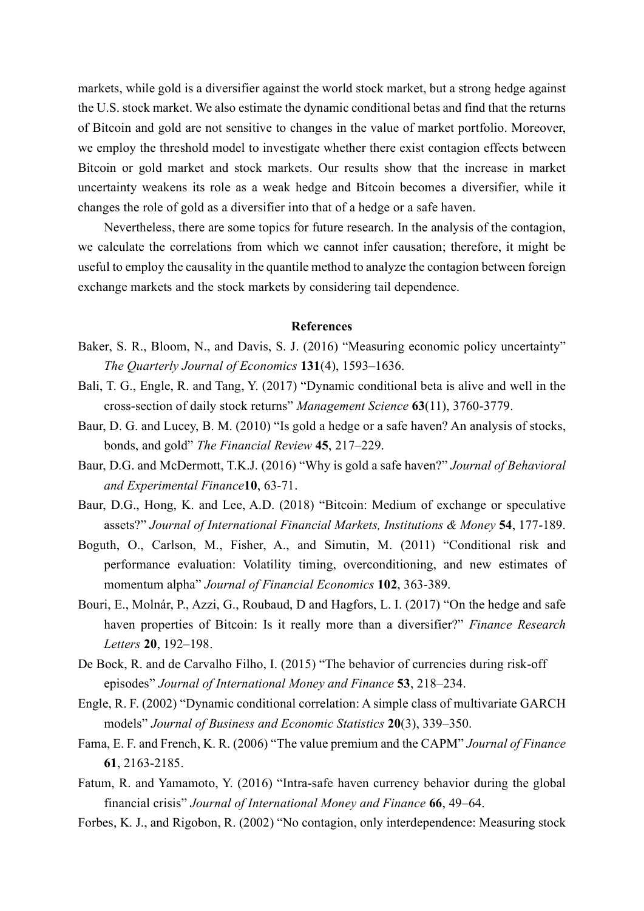markets, while gold is a diversifier against the world stock market, but a strong hedge against the U.S. stock market. We also estimate the dynamic conditional betas and find that the returns of Bitcoin and gold are not sensitive to changes in the value of market portfolio. Moreover, we employ the threshold model to investigate whether there exist contagion effects between Bitcoin or gold market and stock markets. Our results show that the increase in market uncertainty weakens its role as a weak hedge and Bitcoin becomes a diversifier, while it changes the role of gold as a diversifier into that of a hedge or a safe haven.

Nevertheless, there are some topics for future research. In the analysis of the contagion, we calculate the correlations from which we cannot infer causation; therefore, it might be useful to employ the causality in the quantile method to analyze the contagion between foreign exchange markets and the stock markets by considering tail dependence.

## References

Baker, S. R., Bloom, N., and Davis, S. J. (2016) "Measuring economic policy uncertainty" *The Quarterly Journal of Economics* **131**(4), 1593–1636.

Bali, T. G., Engle, R. and Tang, Y. (2017) "Dynamic conditional beta is alive and well in the cross-section of daily stock returns" *Management Science* **63**(11), 3760-3779.

Baur, D. G. and Lucey, B. M. (2010) "Is gold a hedge or a safe haven? An analysis of stocks, bonds, and gold" *The Financial Review* **45**, 217–229.

Baur, D.G. and McDermott, T.K.J. (2016) "Why is gold a safe haven?" *Journal of Behavioral and Experimental Finance* **10**, 63-71.

Baur, D.G., Hong, K. and Lee, A.D. (2018) "Bitcoin: Medium of exchange or speculative assets?" *Journal of International Financial Markets, Institutions & Money* **54**, 177-189.

Boguth, O., Carlson, M., Fisher, A., and Simutin, M. (2011) "Conditional risk and performance evaluation: Volatility timing, overconditioning, and new estimates of momentum alpha" *Journal of Financial Economics* **102**, 363-389.

Bouri, E., Molnár, P., Azzi, G., Roubaud, D and Hagfors, L. I. (2017) "On the hedge and safe haven properties of Bitcoin: Is it really more than a diversifier?" *Finance Research Letters* **20**, 192–198.

De Bock, R. and de Carvalho Filho, I. (2015) "The behavior of currencies during risk-off episodes" *Journal of International Money and Finance* **53**, 218–234.

Engle, R. F. (2002) "Dynamic conditional correlation: A simple class of multivariate GARCH models" *Journal of Business and Economic Statistics* **20**(3), 339–350.

Fama, E. F. and French, K. R. (2006) "The value premium and the CAPM" *Journal of Finance* **61**, 2163-2185.

Fatum, R. and Yamamoto, Y. (2016) "Intra-safe haven currency behavior during the global financial crisis" *Journal of International Money and Finance* **66**, 49–64.

Forbes, K. J., and Rigobon, R. (2002) "No contagion, only interdependence: Measuring stock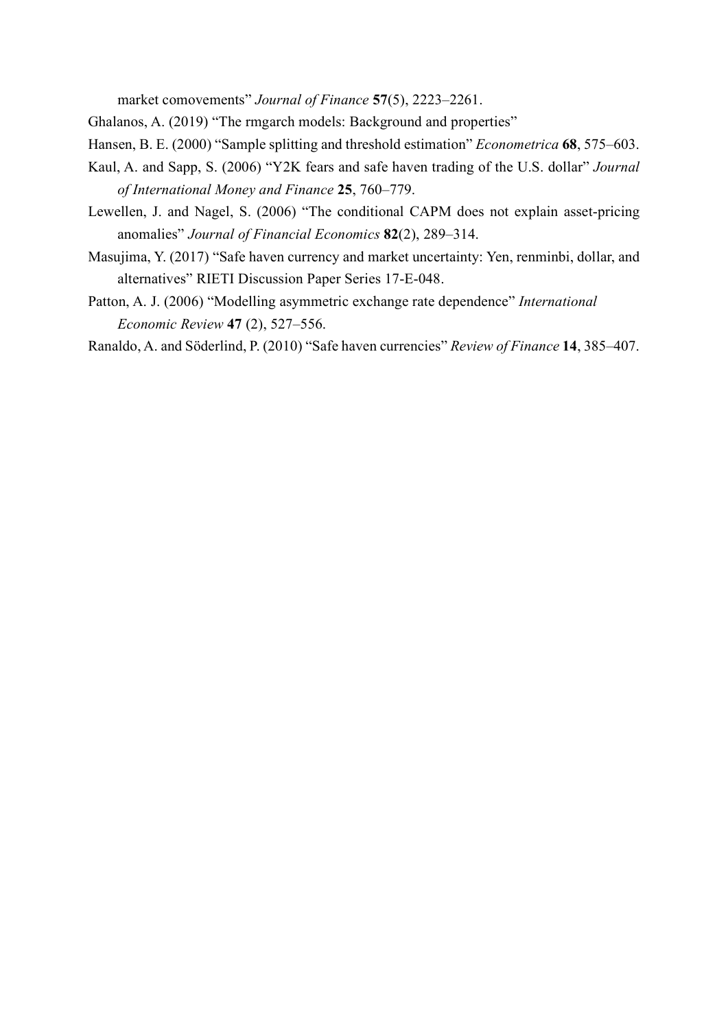market comovements" *Journal of Finance* **57**(5), 2223–2261.

Ghalanos, A. (2019) "The rmgarch models: Background and properties"

Hansen, B. E. (2000) "Sample splitting and threshold estimation" *Econometrica* **68**, 575–603.

Kaul, A. and Sapp, S. (2006) "Y2K fears and safe haven trading of the U.S. dollar" *Journal of International Money and Finance* **25**, 760–779.

Lewellen, J. and Nagel, S. (2006) "The conditional CAPM does not explain asset-pricing anomalies" *Journal of Financial Economics* **82**(2), 289–314.

Masujima, Y. (2017) "Safe haven currency and market uncertainty: Yen, renminbi, dollar, and alternatives" RIETI Discussion Paper Series 17-E-048.

Patton, A. J. (2006) "Modelling asymmetric exchange rate dependence" *International Economic Review* **47** (2), 527–556.

Ranaldo, A. and Söderlind, P. (2010) "Safe haven currencies" *Review of Finance* **14**, 385–407.